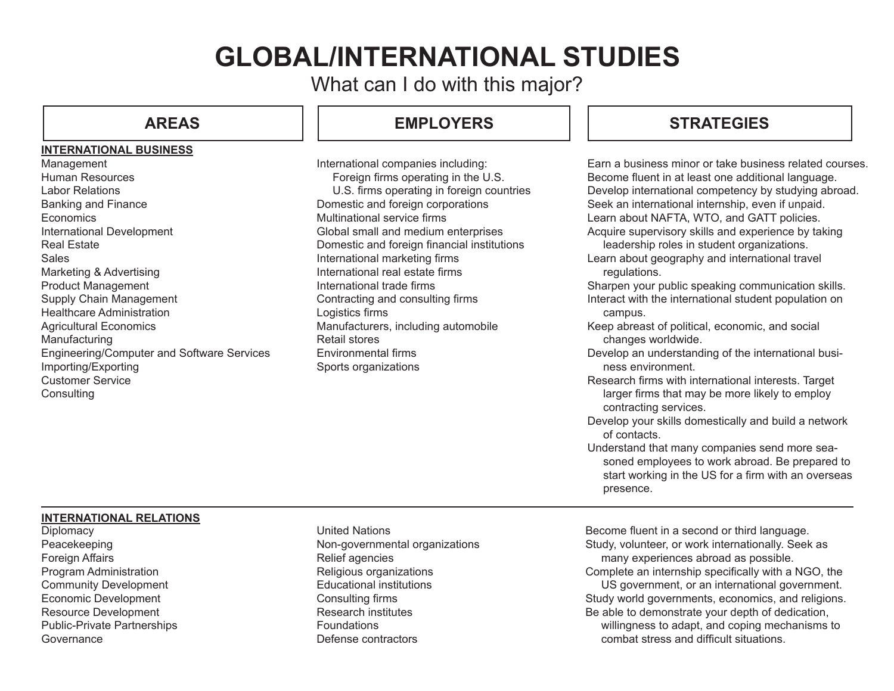# GLOBAL/INTERNATIONAL STUDIES

What can I do with this major?

| AREAS | EMPLOYERS | STRATEGIES |
|---|---|---|
| **INTERNATIONAL BUSINESS**<br>Management<br>Human Resources<br>Labor Relations<br>Banking and Finance<br>Economics<br>International Development<br>Real Estate<br>Sales<br>Marketing & Advertising<br>Product Management<br>Supply Chain Management<br>Healthcare Administration<br>Agricultural Economics<br>Manufacturing<br>Engineering/Computer and Software Services<br>Importing/Exporting<br>Customer Service<br>Consulting | International companies including:<br>Foreign firms operating in the U.S.<br>U.S. firms operating in foreign countries<br>Domestic and foreign corporations<br>Multinational service firms<br>Global small and medium enterprises<br>Domestic and foreign financial institutions<br>International marketing firms<br>International real estate firms<br>International trade firms<br>Contracting and consulting firms<br>Logistics firms<br>Manufacturers, including automobile<br>Retail stores<br>Environmental firms<br>Sports organizations | Earn a business minor or take business related courses.<br>Become fluent in at least one additional language.<br>Develop international competency by studying abroad.<br>Seek an international internship, even if unpaid.<br>Learn about NAFTA, WTO, and GATT policies.<br>Acquire supervisory skills and experience by taking leadership roles in student organizations.<br>Learn about geography and international travel regulations.<br>Sharpen your public speaking communication skills.<br>Interact with the international student population on campus.<br>Keep abreast of political, economic, and social changes worldwide.<br>Develop an understanding of the international business environment.<br>Research firms with international interests. Target larger firms that may be more likely to employ contracting services.<br>Develop your skills domestically and build a network of contacts.<br>Understand that many companies send more seasoned employees to work abroad. Be prepared to start working in the US for a firm with an overseas presence. |
| **INTERNATIONAL RELATIONS**<br>Diplomacy<br>Peacekeeping<br>Foreign Affairs<br>Program Administration<br>Community Development<br>Economic Development<br>Resource Development<br>Public-Private Partnerships<br>Governance | United Nations<br>Non-governmental organizations<br>Relief agencies<br>Religious organizations<br>Educational institutions<br>Consulting firms<br>Research institutes<br>Foundations<br>Defense contractors | Become fluent in a second or third language.<br>Study, volunteer, or work internationally. Seek as many experiences abroad as possible.<br>Complete an internship specifically with a NGO, the US government, or an international government.<br>Study world governments, economics, and religions.<br>Be able to demonstrate your depth of dedication, willingness to adapt, and coping mechanisms to combat stress and difficult situations. |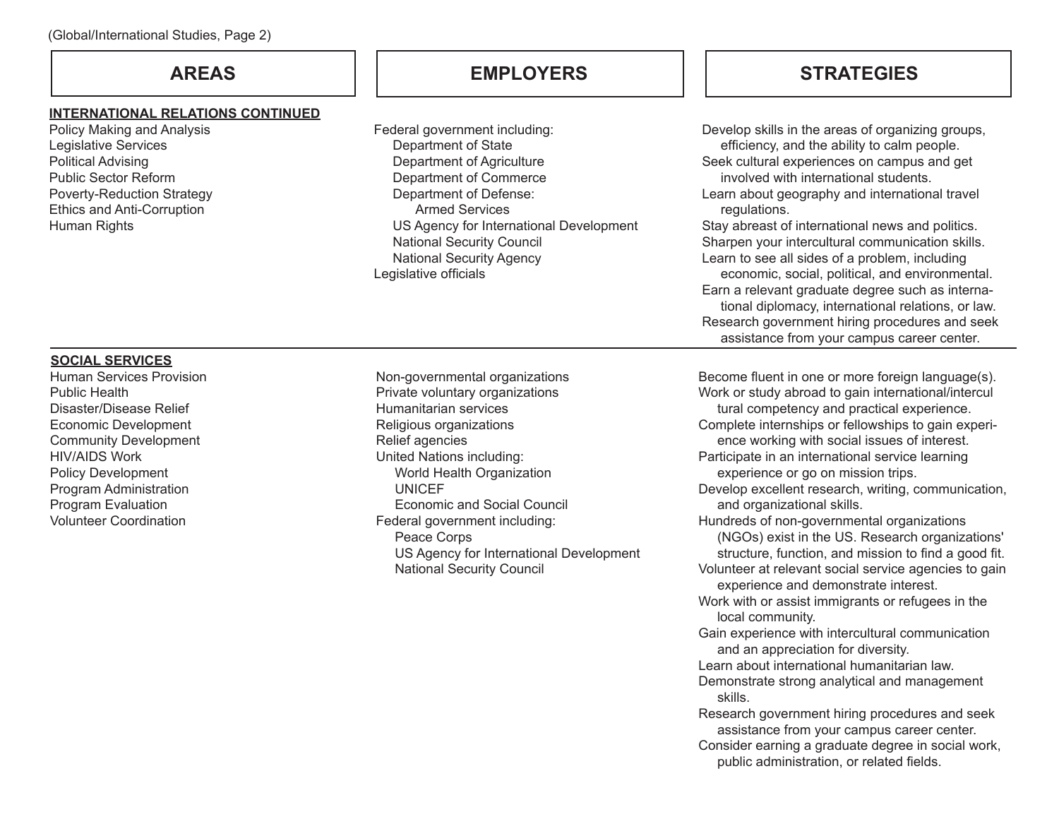| AREAS | EMPLOYERS | STRATEGIES |
|---|---|---|
| **INTERNATIONAL RELATIONS CONTINUED**<br>Policy Making and Analysis<br>Legislative Services<br>Political Advising<br>Public Sector Reform<br>Poverty-Reduction Strategy<br>Ethics and Anti-Corruption<br>Human Rights | Federal government including:<br>Department of State<br>Department of Agriculture<br>Department of Commerce<br>Department of Defense:<br>Armed Services<br>US Agency for International Development<br>National Security Council<br>National Security Agency<br>Legislative officials | Develop skills in the areas of organizing groups, efficiency, and the ability to calm people.<br>Seek cultural experiences on campus and get involved with international students.<br>Learn about geography and international travel regulations.<br>Stay abreast of international news and politics.<br>Sharpen your intercultural communication skills.<br>Learn to see all sides of a problem, including economic, social, political, and environmental.<br>Earn a relevant graduate degree such as international diplomacy, international relations, or law.<br>Research government hiring procedures and seek assistance from your campus career center. |
| **SOCIAL SERVICES**<br>Human Services Provision<br>Public Health<br>Disaster/Disease Relief<br>Economic Development<br>Community Development<br>HIV/AIDS Work<br>Policy Development<br>Program Administration<br>Program Evaluation<br>Volunteer Coordination | Non-governmental organizations<br>Private voluntary organizations<br>Humanitarian services<br>Religious organizations<br>Relief agencies<br>United Nations including:<br>World Health Organization<br>UNICEF<br>Economic and Social Council<br>Federal government including:<br>Peace Corps<br>US Agency for International Development<br>National Security Council | Become fluent in one or more foreign language(s).<br>Work or study abroad to gain international/intercultural competency and practical experience.<br>Complete internships or fellowships to gain experience working with social issues of interest.<br>Participate in an international service learning experience or go on mission trips.<br>Develop excellent research, writing, communication, and organizational skills.<br>Hundreds of non-governmental organizations (NGOs) exist in the US. Research organizations' structure, function, and mission to find a good fit.<br>Volunteer at relevant social service agencies to gain experience and demonstrate interest.<br>Work with or assist immigrants or refugees in the local community.<br>Gain experience with intercultural communication and an appreciation for diversity.<br>Learn about international humanitarian law.<br>Demonstrate strong analytical and management skills.<br>Research government hiring procedures and seek assistance from your campus career center.<br>Consider earning a graduate degree in social work, public administration, or related fields. |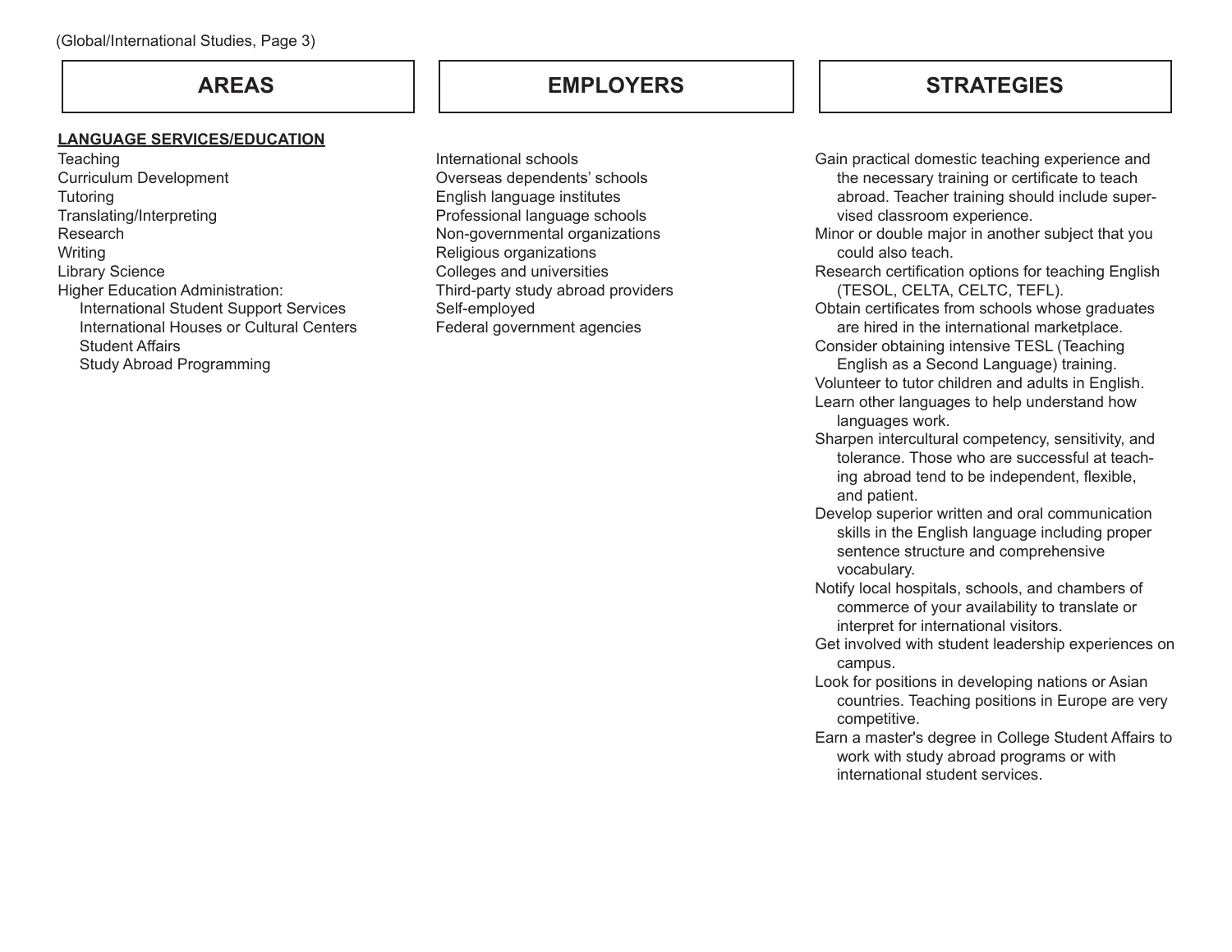| AREAS | EMPLOYERS | STRATEGIES |
| --- | --- | --- |
| **LANGUAGE SERVICES/EDUCATION** | | |
| Teaching<br>Curriculum Development<br>Tutoring<br>Translating/Interpreting<br>Research<br>Writing<br>Library Science<br>Higher Education Administration:<br>International Student Support Services<br>International Houses or Cultural Centers<br>Student Affairs<br>Study Abroad Programming | International schools<br>Overseas dependents' schools<br>English language institutes<br>Professional language schools<br>Non-governmental organizations<br>Religious organizations<br>Colleges and universities<br>Third-party study abroad providers<br>Self-employed<br>Federal government agencies | Gain practical domestic teaching experience and the necessary training or certificate to teach abroad. Teacher training should include supervised classroom experience.<br>Minor or double major in another subject that you could also teach.<br>Research certification options for teaching English (TESOL, CELTA, CELTC, TEFL).<br>Obtain certificates from schools whose graduates are hired in the international marketplace.<br>Consider obtaining intensive TESL (Teaching English as a Second Language) training.<br>Volunteer to tutor children and adults in English.<br>Learn other languages to help understand how languages work.<br>Sharpen intercultural competency, sensitivity, and tolerance. Those who are successful at teaching abroad tend to be independent, flexible, and patient.<br>Develop superior written and oral communication skills in the English language including proper sentence structure and comprehensive vocabulary.<br>Notify local hospitals, schools, and chambers of commerce of your availability to translate or interpret for international visitors.<br>Get involved with student leadership experiences on campus.<br>Look for positions in developing nations or Asian countries. Teaching positions in Europe are very competitive.<br>Earn a master's degree in College Student Affairs to work with study abroad programs or with international student services. |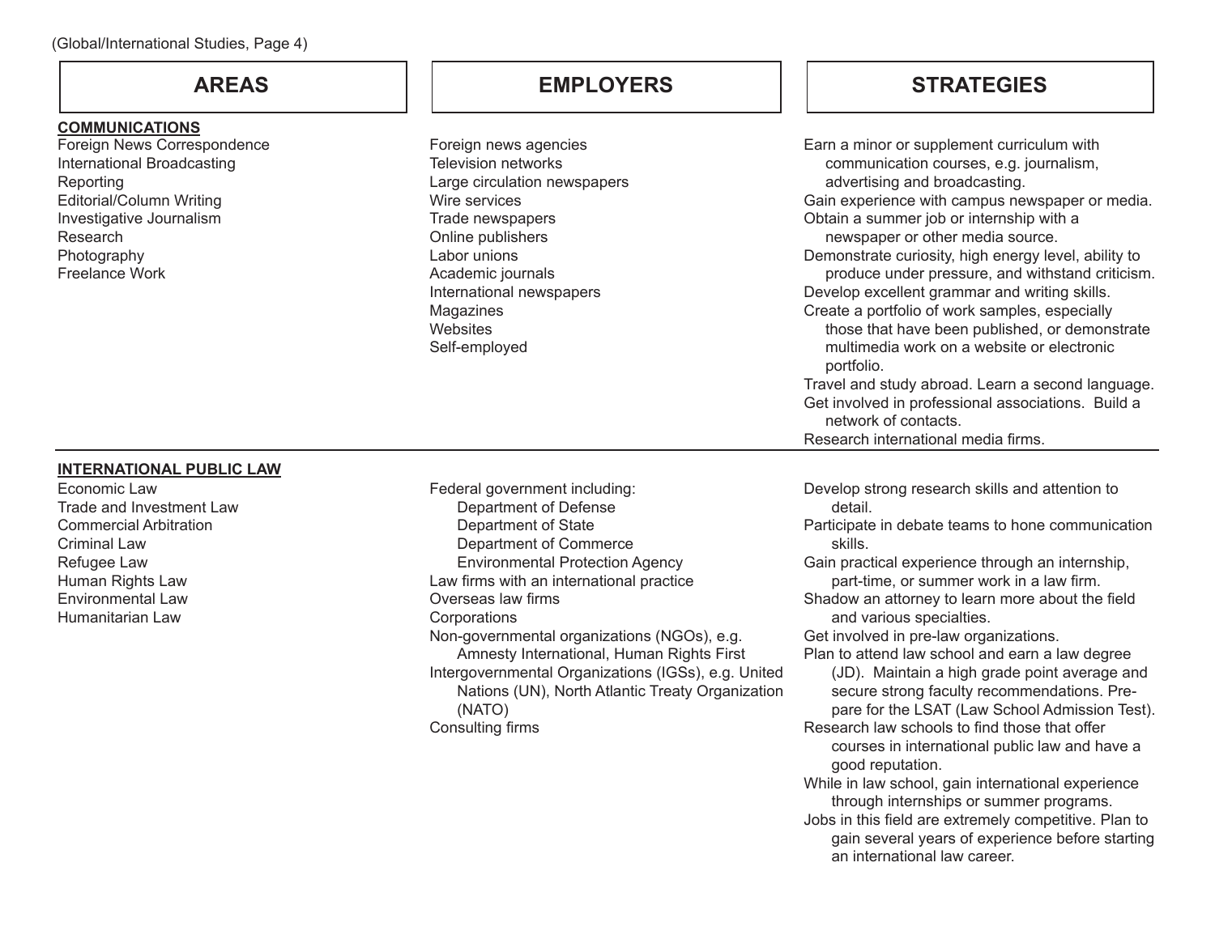| AREAS | EMPLOYERS | STRATEGIES |
|---|---|---|
| **COMMUNICATIONS**<br>Foreign News Correspondence<br>International Broadcasting<br>Reporting<br>Editorial/Column Writing<br>Investigative Journalism<br>Research<br>Photography<br>Freelance Work | Foreign news agencies<br>Television networks<br>Large circulation newspapers<br>Wire services<br>Trade newspapers<br>Online publishers<br>Labor unions<br>Academic journals<br>International newspapers<br>Magazines<br>Websites<br>Self-employed | Earn a minor or supplement curriculum with communication courses, e.g. journalism, advertising and broadcasting.<br>Gain experience with campus newspaper or media.<br>Obtain a summer job or internship with a newspaper or other media source.<br>Demonstrate curiosity, high energy level, ability to produce under pressure, and withstand criticism.<br>Develop excellent grammar and writing skills.<br>Create a portfolio of work samples, especially those that have been published, or demonstrate multimedia work on a website or electronic portfolio.<br>Travel and study abroad. Learn a second language.<br>Get involved in professional associations. Build a network of contacts.<br>Research international media firms. |
| **INTERNATIONAL PUBLIC LAW**<br>Economic Law<br>Trade and Investment Law<br>Commercial Arbitration<br>Criminal Law<br>Refugee Law<br>Human Rights Law<br>Environmental Law<br>Humanitarian Law | Federal government including:<br>Department of Defense<br>Department of State<br>Department of Commerce<br>Environmental Protection Agency<br>Law firms with an international practice<br>Overseas law firms<br>Corporations<br>Non-governmental organizations (NGOs), e.g. Amnesty International, Human Rights First<br>Intergovernmental Organizations (IGSs), e.g. United Nations (UN), North Atlantic Treaty Organization (NATO)<br>Consulting firms | Develop strong research skills and attention to detail.<br>Participate in debate teams to hone communication skills.<br>Gain practical experience through an internship, part-time, or summer work in a law firm.<br>Shadow an attorney to learn more about the field and various specialties.<br>Get involved in pre-law organizations.<br>Plan to attend law school and earn a law degree (JD). Maintain a high grade point average and secure strong faculty recommendations. Prepare for the LSAT (Law School Admission Test).<br>Research law schools to find those that offer courses in international public law and have a good reputation.<br>While in law school, gain international experience through internships or summer programs.<br>Jobs in this field are extremely competitive. Plan to gain several years of experience before starting an international law career. |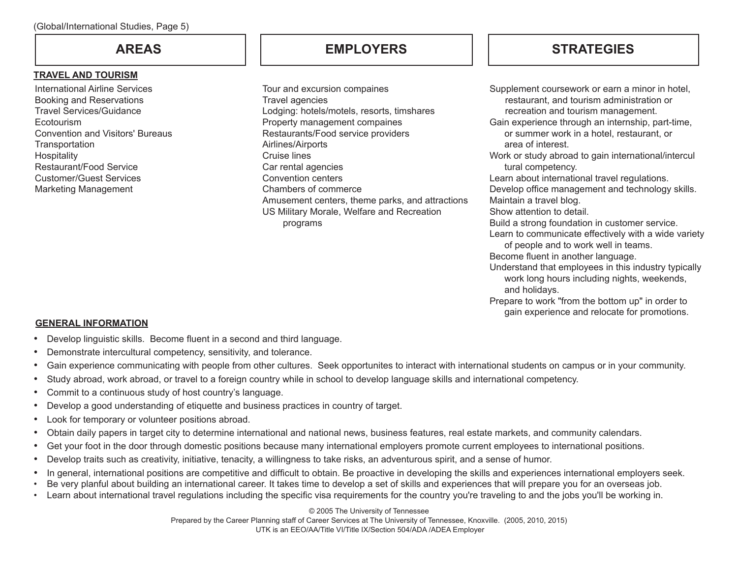| AREAS | EMPLOYERS | STRATEGIES |
|---|---|---|
| **TRAVEL AND TOURISM**<br>International Airline Services<br>Booking and Reservations<br>Travel Services/Guidance<br>Ecotourism<br>Convention and Visitors' Bureaus<br>Transportation<br>Hospitality<br>Restaurant/Food Service<br>Customer/Guest Services<br>Marketing Management | Tour and excursion compaines<br>Travel agencies<br>Lodging: hotels/motels, resorts, timshares<br>Property management compaines<br>Restaurants/Food service providers<br>Airlines/Airports<br>Cruise lines<br>Car rental agencies<br>Convention centers<br>Chambers of commerce<br>Amusement centers, theme parks, and attractions<br>US Military Morale, Welfare and Recreation programs | Supplement coursework or earn a minor in hotel, restaurant, and tourism administration or recreation and tourism management.<br>Gain experience through an internship, part-time, or summer work in a hotel, restaurant, or area of interest.<br>Work or study abroad to gain international/intercultural competency.<br>Learn about international travel regulations.<br>Develop office management and technology skills.<br>Maintain a travel blog.<br>Show attention to detail.<br>Build a strong foundation in customer service.<br>Learn to communicate effectively with a wide variety of people and to work well in teams.<br>Become fluent in another language.<br>Understand that employees in this industry typically work long hours including nights, weekends, and holidays.<br>Prepare to work "from the bottom up" in order to gain experience and relocate for promotions. |

**GENERAL INFORMATION**

- Develop linguistic skills. Become fluent in a second and third language.
- Demonstrate intercultural competency, sensitivity, and tolerance.
- Gain experience communicating with people from other cultures. Seek opportunites to interact with international students on campus or in your community.
- Study abroad, work abroad, or travel to a foreign country while in school to develop language skills and international competency.
- Commit to a continuous study of host country's language.
- Develop a good understanding of etiquette and business practices in country of target.
- Look for temporary or volunteer positions abroad.
- Obtain daily papers in target city to determine international and national news, business features, real estate markets, and community calendars.
- Get your foot in the door through domestic positions because many international employers promote current employees to international positions.
- Develop traits such as creativity, initiative, tenacity, a willingness to take risks, an adventurous spirit, and a sense of humor.
- In general, international positions are competitive and difficult to obtain. Be proactive in developing the skills and experiences international employers seek.
- Be very planful about building an international career. It takes time to develop a set of skills and experiences that will prepare you for an overseas job.
- Learn about international travel regulations including the specific visa requirements for the country you're traveling to and the jobs you'll be working in.

© 2005 The University of Tennessee
Prepared by the Career Planning staff of Career Services at The University of Tennessee, Knoxville. (2005, 2010, 2015)
UTK is an EEO/AA/Title VI/Title IX/Section 504/ADA /ADEA Employer